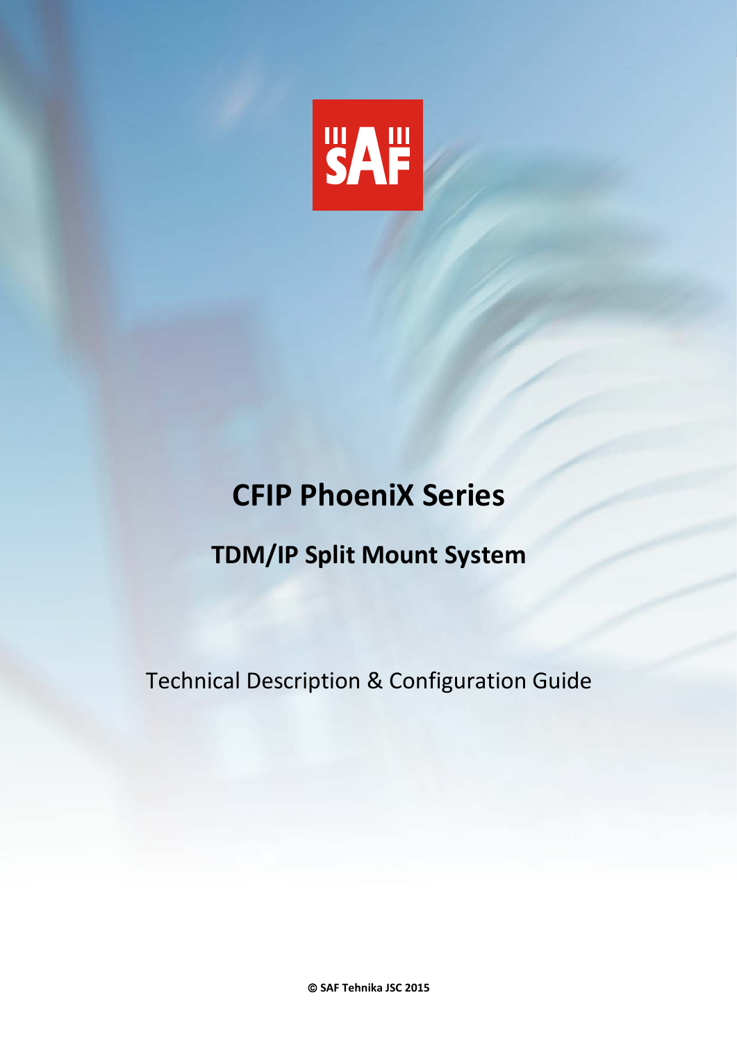# CFIP PhoeniX Series

## TDM/IP Split Mount System

Technical Description & Configuration Guide

**© SAF Tehnika JSC 2015**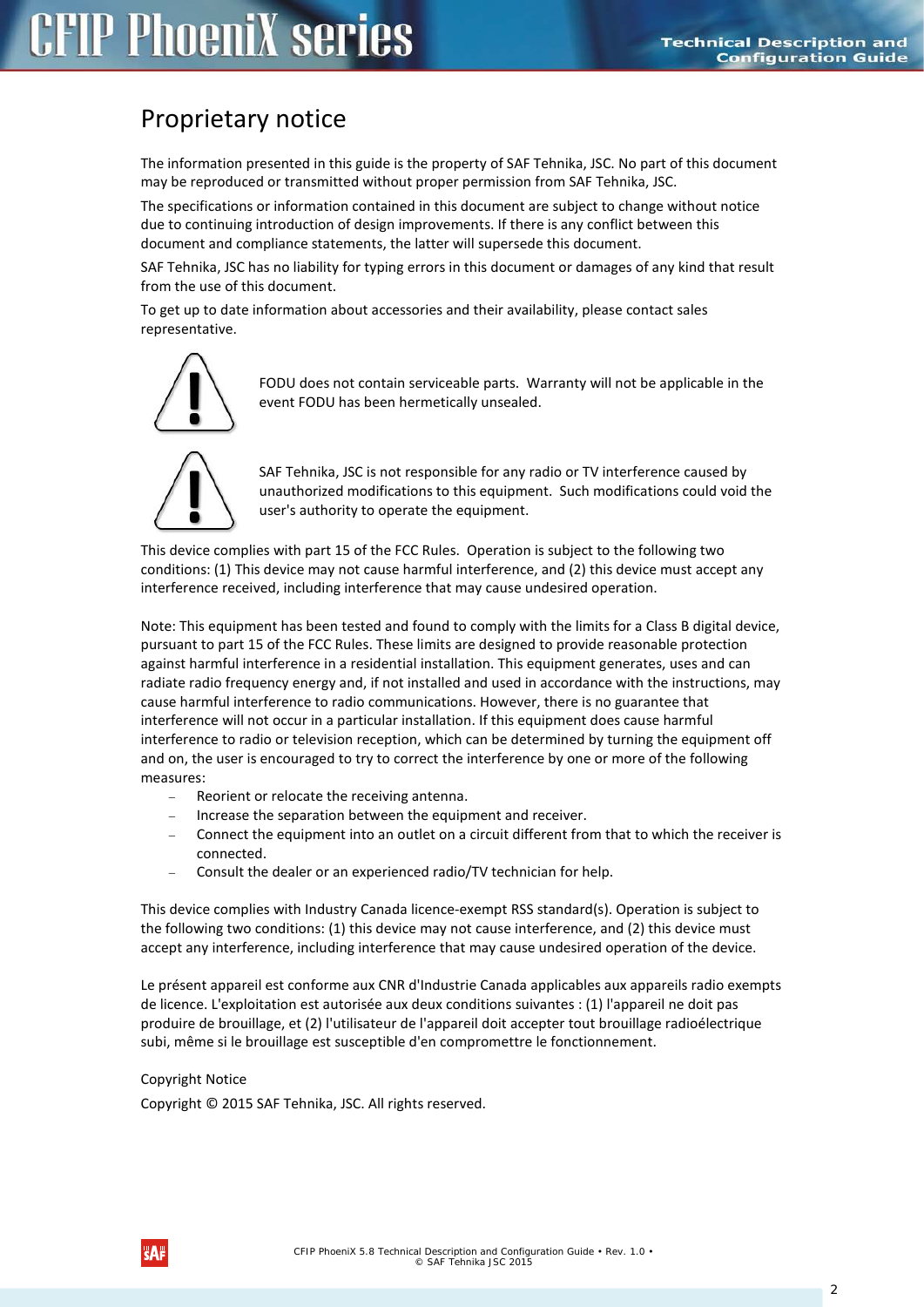# Proprietary notice

The information presented in this guide is the property of SAF Tehnika, JSC. No part of this document may be reproduced or transmitted without proper permission from SAF Tehnika, JSC.

The specifications or information contained in this document are subject to change without notice due to continuing introduction of design improvements. If there is any conflict between this document and compliance statements, the latter will supersede this document.

SAF Tehnika, JSC has no liability for typing errors in this document or damages of any kind that result from the use of this document.

To get up to date information about accessories and their availability, please contact sales representative.

FODU does not contain serviceable parts. Warranty will not be applicable in the event FODU has been hermetically unsealed.

SAF Tehnika, JSC is not responsible for any radio or TV interference caused by unauthorized modifications to this equipment. Such modifications could void the user's authority to operate the equipment.

This device complies with part 15 of the FCC Rules. Operation is subject to the following two conditions: (1) This device may not cause harmful interference, and (2) this device must accept any interference received, including interference that may cause undesired operation.

Note: This equipment has been tested and found to comply with the limits for a Class B digital device, pursuant to part 15 of the FCC Rules. These limits are designed to provide reasonable protection against harmful interference in a residential installation. This equipment generates, uses and can radiate radio frequency energy and, if not installed and used in accordance with the instructions, may cause harmful interference to radio communications. However, there is no guarantee that interference will not occur in a particular installation. If this equipment does cause harmful interference to radio or television reception, which can be determined by turning the equipment off and on, the user is encouraged to try to correct the interference by one or more of the following measures:

- Reorient or relocate the receiving antenna.
- Increase the separation between the equipment and receiver.
- Connect the equipment into an outlet on a circuit different from that to which the receiver is connected.
- Consult the dealer or an experienced radio/TV technician for help.

This device complies with Industry Canada licence-exempt RSS standard(s). Operation is subject to the following two conditions: (1) this device may not cause interference, and (2) this device must accept any interference, including interference that may cause undesired operation of the device.

Le présent appareil est conforme aux CNR d'Industrie Canada applicables aux appareils radio exempts de licence. L'exploitation est autorisée aux deux conditions suivantes : (1) l'appareil ne doit pas produire de brouillage, et (2) l'utilisateur de l'appareil doit accepter tout brouillage radioélectrique subi, même si le brouillage est susceptible d'en compromettre le fonctionnement.

Copyright Notice

Copyright © 2015 SAF Tehnika, JSC. All rights reserved.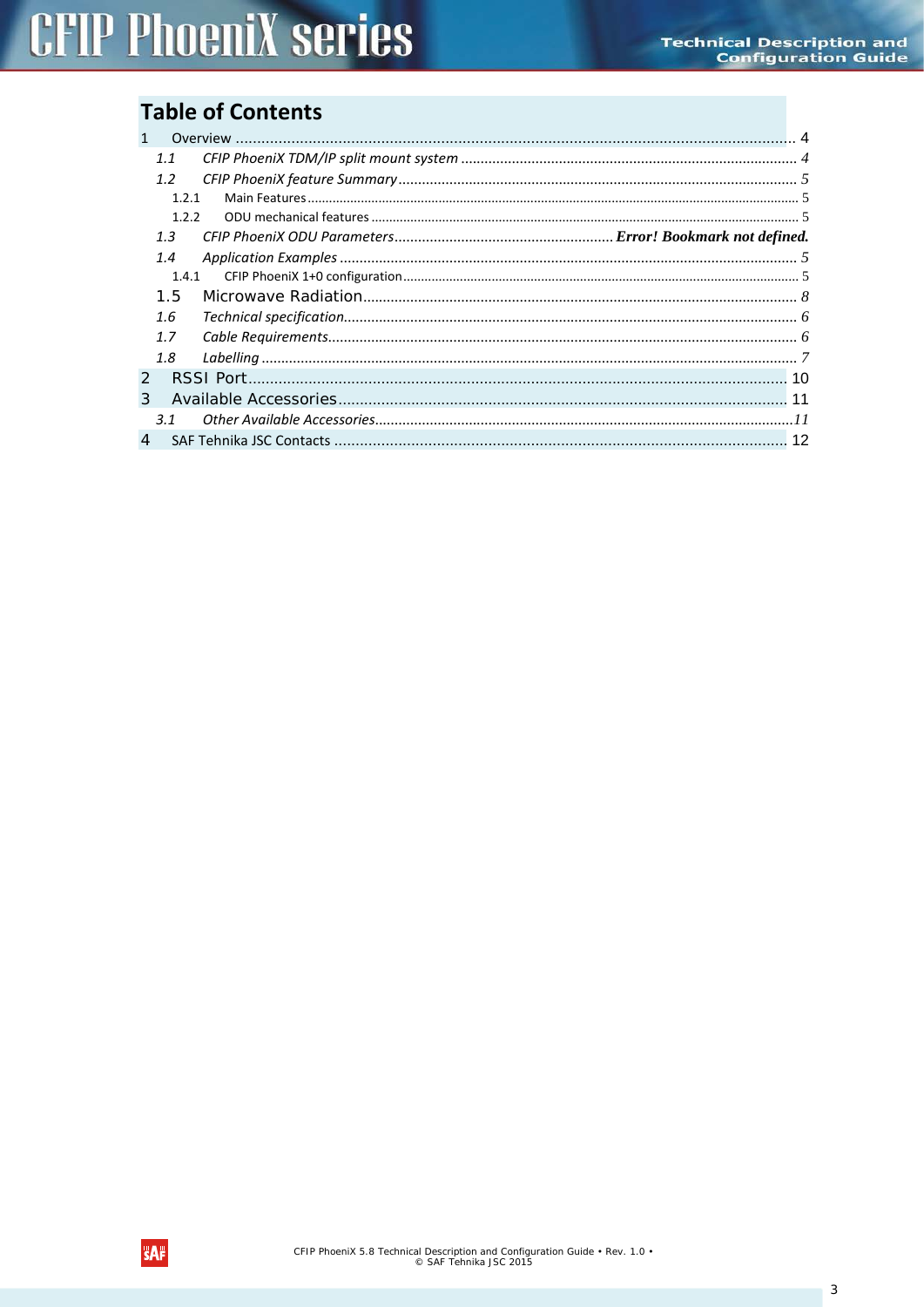# Table of Contents

- 1 Overview ... 4
  - *1.1 CFIP PhoeniX TDM/IP split mount system* ... 4
  - *1.2 CFIP PhoeniX feature Summary* ... 5
    - 1.2.1 Main Features ... 5
    - 1.2.2 ODU mechanical features ... 5
  - *1.3 CFIP PhoeniX ODU Parameters* ... **Error! Bookmark not defined.**
  - *1.4 Application Examples* ... 5
    - 1.4.1 CFIP PhoeniX 1+0 configuration ... 5
  - 1.5 Microwave Radiation ... 8
  - *1.6 Technical specification* ... 6
  - *1.7 Cable Requirements* ... 6
  - *1.8 Labelling* ... 7
- 2 RSSI Port ... 10
- 3 Available Accessories ... 11
  - *3.1 Other Available Accessories* ... 11
- 4 SAF Tehnika JSC Contacts ... 12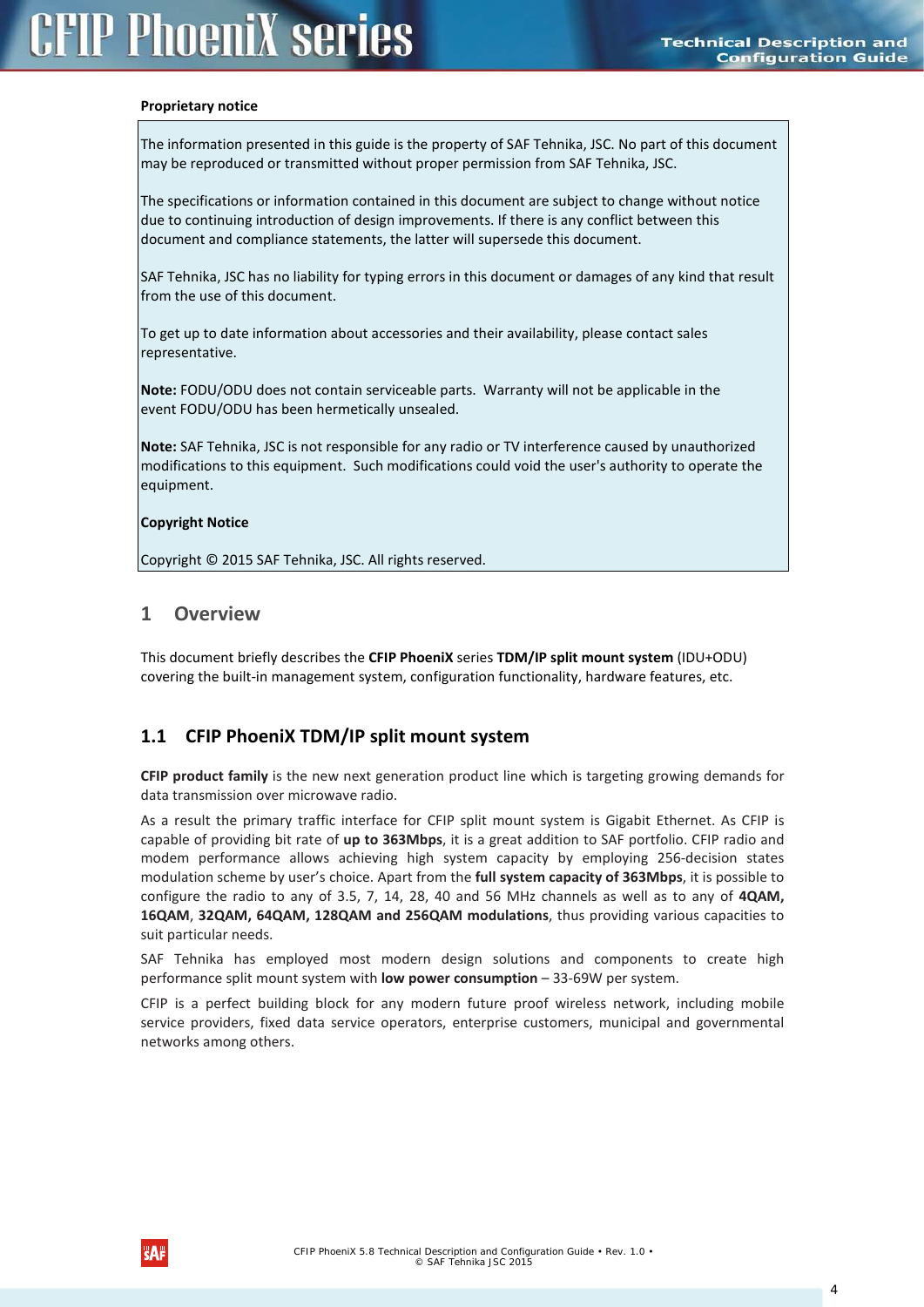**Proprietary notice**

The information presented in this guide is the property of SAF Tehnika, JSC. No part of this document may be reproduced or transmitted without proper permission from SAF Tehnika, JSC.

The specifications or information contained in this document are subject to change without notice due to continuing introduction of design improvements. If there is any conflict between this document and compliance statements, the latter will supersede this document.

SAF Tehnika, JSC has no liability for typing errors in this document or damages of any kind that result from the use of this document.

To get up to date information about accessories and their availability, please contact sales representative.

**Note:** FODU/ODU does not contain serviceable parts. Warranty will not be applicable in the event FODU/ODU has been hermetically unsealed.

**Note:** SAF Tehnika, JSC is not responsible for any radio or TV interference caused by unauthorized modifications to this equipment. Such modifications could void the user's authority to operate the equipment.

**Copyright Notice**

Copyright © 2015 SAF Tehnika, JSC. All rights reserved.

# 1 Overview

This document briefly describes the **CFIP PhoeniX** series **TDM/IP split mount system** (IDU+ODU) covering the built-in management system, configuration functionality, hardware features, etc.

## 1.1 CFIP PhoeniX TDM/IP split mount system

**CFIP product family** is the new next generation product line which is targeting growing demands for data transmission over microwave radio.

As a result the primary traffic interface for CFIP split mount system is Gigabit Ethernet. As CFIP is capable of providing bit rate of **up to 363Mbps**, it is a great addition to SAF portfolio. CFIP radio and modem performance allows achieving high system capacity by employing 256-decision states modulation scheme by user's choice. Apart from the **full system capacity of 363Mbps**, it is possible to configure the radio to any of 3.5, 7, 14, 28, 40 and 56 MHz channels as well as to any of **4QAM, 16QAM**, **32QAM, 64QAM, 128QAM and 256QAM modulations**, thus providing various capacities to suit particular needs.

SAF Tehnika has employed most modern design solutions and components to create high performance split mount system with **low power consumption** – 33-69W per system.

CFIP is a perfect building block for any modern future proof wireless network, including mobile service providers, fixed data service operators, enterprise customers, municipal and governmental networks among others.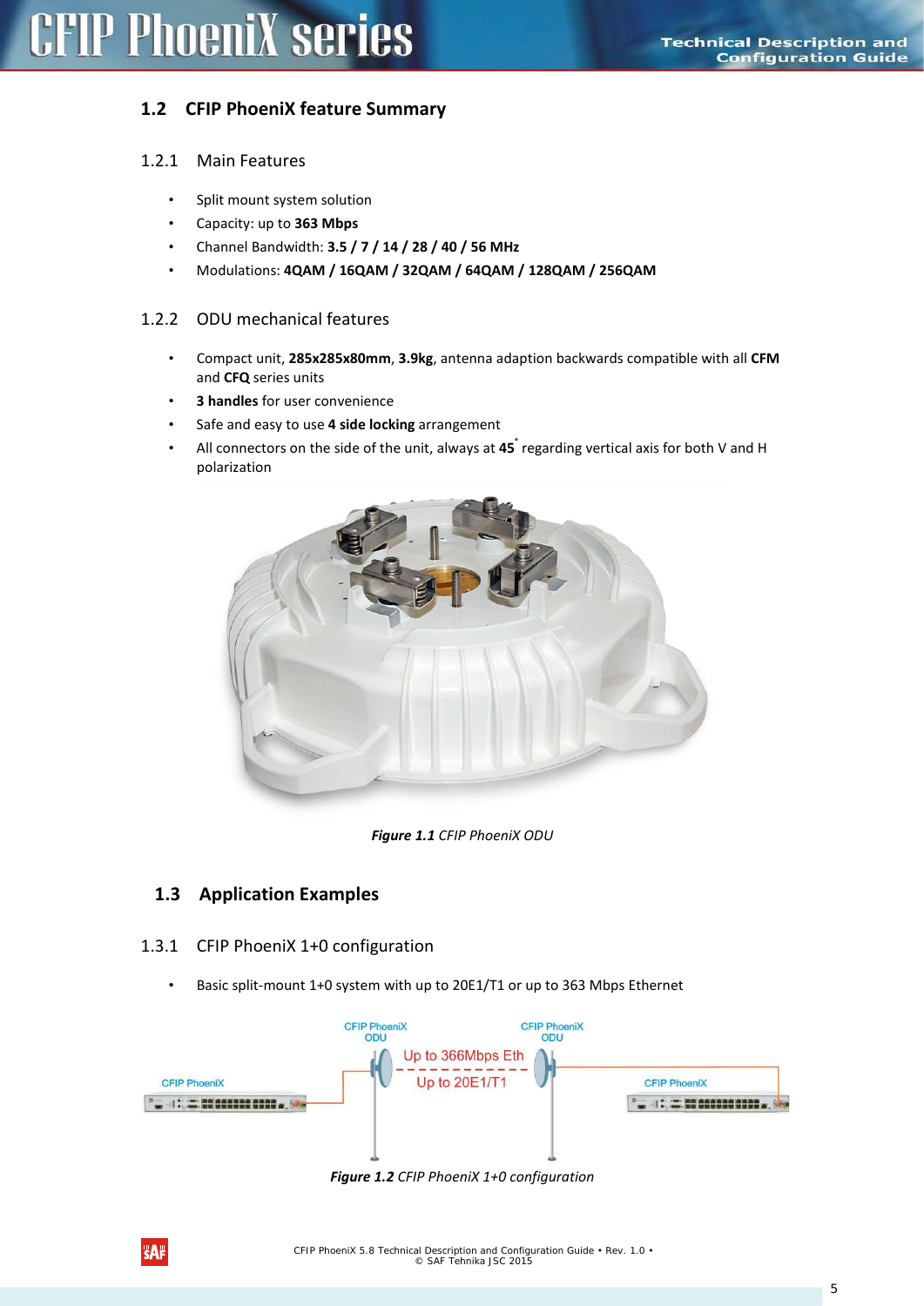## 1.2 CFIP PhoeniX feature Summary

### 1.2.1 Main Features

- Split mount system solution
- Capacity: up to **363 Mbps**
- Channel Bandwidth: **3.5 / 7 / 14 / 28 / 40 / 56 MHz**
- Modulations: **4QAM / 16QAM / 32QAM / 64QAM / 128QAM / 256QAM**

### 1.2.2 ODU mechanical features

- Compact unit, **285x285x80mm**, **3.9kg**, antenna adaption backwards compatible with all **CFM** and **CFQ** series units
- **3 handles** for user convenience
- Safe and easy to use **4 side locking** arrangement
- All connectors on the side of the unit, always at **45**° regarding vertical axis for both V and H polarization

***Figure 1.1*** *CFIP PhoeniX ODU*

## 1.3 Application Examples

### 1.3.1 CFIP PhoeniX 1+0 configuration

- Basic split-mount 1+0 system with up to 20E1/T1 or up to 363 Mbps Ethernet

***Figure 1.2*** *CFIP PhoeniX 1+0 configuration*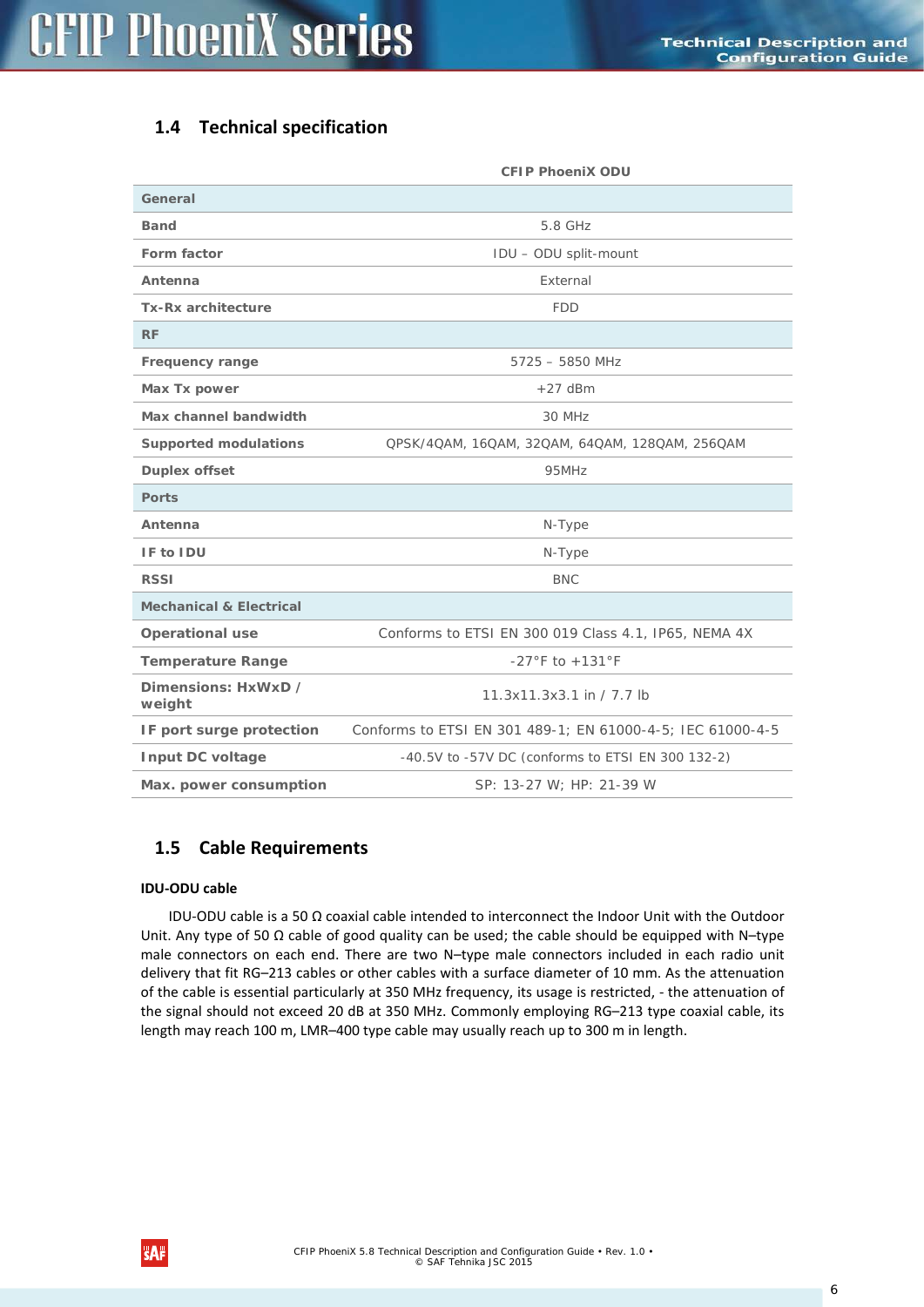## 1.4 Technical specification

| | CFIP PhoeniX ODU |
|---|---|
| **General** | |
| **Band** | 5.8 GHz |
| **Form factor** | IDU – ODU split-mount |
| **Antenna** | External |
| **Tx-Rx architecture** | FDD |
| **RF** | |
| **Frequency range** | 5725 – 5850 MHz |
| **Max Tx power** | +27 dBm |
| **Max channel bandwidth** | 30 MHz |
| **Supported modulations** | QPSK/4QAM, 16QAM, 32QAM, 64QAM, 128QAM, 256QAM |
| **Duplex offset** | 95MHz |
| **Ports** | |
| **Antenna** | N-Type |
| **IF to IDU** | N-Type |
| **RSSI** | BNC |
| **Mechanical & Electrical** | |
| **Operational use** | Conforms to ETSI EN 300 019 Class 4.1, IP65, NEMA 4X |
| **Temperature Range** | -27°F to +131°F |
| **Dimensions: HxWxD / weight** | 11.3x11.3x3.1 in / 7.7 lb |
| **IF port surge protection** | Conforms to ETSI EN 301 489-1; EN 61000-4-5; IEC 61000-4-5 |
| **Input DC voltage** | -40.5V to -57V DC (conforms to ETSI EN 300 132-2) |
| **Max. power consumption** | SP: 13-27 W; HP: 21-39 W |

## 1.5 Cable Requirements

**IDU-ODU cable**

IDU-ODU cable is a 50 Ω coaxial cable intended to interconnect the Indoor Unit with the Outdoor Unit. Any type of 50 Ω cable of good quality can be used; the cable should be equipped with N–type male connectors on each end. There are two N–type male connectors included in each radio unit delivery that fit RG–213 cables or other cables with a surface diameter of 10 mm. As the attenuation of the cable is essential particularly at 350 MHz frequency, its usage is restricted, - the attenuation of the signal should not exceed 20 dB at 350 MHz. Commonly employing RG–213 type coaxial cable, its length may reach 100 m, LMR–400 type cable may usually reach up to 300 m in length.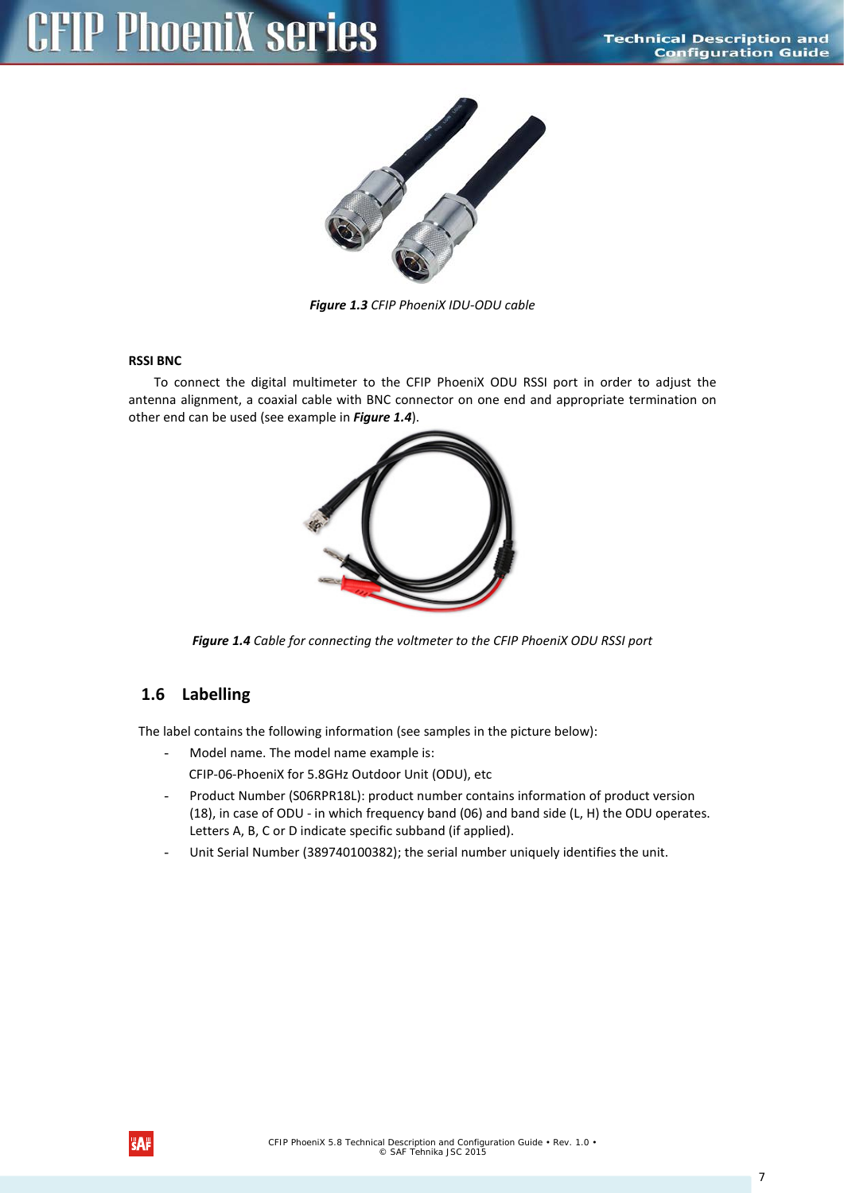***Figure 1.3*** *CFIP PhoeniX IDU-ODU cable*

**RSSI BNC**

To connect the digital multimeter to the CFIP PhoeniX ODU RSSI port in order to adjust the antenna alignment, a coaxial cable with BNC connector on one end and appropriate termination on other end can be used (see example in ***Figure 1.4***).

***Figure 1.4*** *Cable for connecting the voltmeter to the CFIP PhoeniX ODU RSSI port*

## 1.6 Labelling

The label contains the following information (see samples in the picture below):

- Model name. The model name example is:
  CFIP-06-PhoeniX for 5.8GHz Outdoor Unit (ODU), etc
- Product Number (S06RPR18L): product number contains information of product version (18), in case of ODU - in which frequency band (06) and band side (L, H) the ODU operates. Letters A, B, C or D indicate specific subband (if applied).
- Unit Serial Number (389740100382); the serial number uniquely identifies the unit.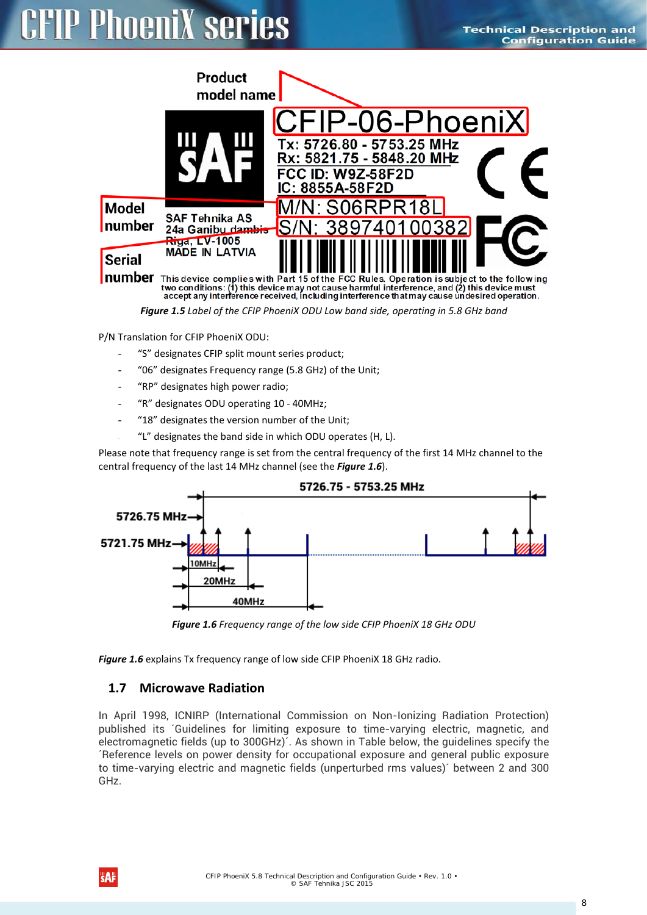*Figure 1.5* Label of the CFIP PhoeniX ODU Low band side, operating in 5.8 GHz band

P/N Translation for CFIP PhoeniX ODU:

- "S" designates CFIP split mount series product;
- "06" designates Frequency range (5.8 GHz) of the Unit;
- "RP" designates high power radio;
- "R" designates ODU operating 10 - 40MHz;
- "18" designates the version number of the Unit;
- "L" designates the band side in which ODU operates (H, L).

Please note that frequency range is set from the central frequency of the first 14 MHz channel to the central frequency of the last 14 MHz channel (see the ***Figure 1.6***).

*Figure 1.6* Frequency range of the low side CFIP PhoeniX 18 GHz ODU

***Figure 1.6*** explains Tx frequency range of low side CFIP PhoeniX 18 GHz radio.

## 1.7 Microwave Radiation

In April 1998, ICNIRP (International Commission on Non-Ionizing Radiation Protection) published its ´Guidelines for limiting exposure to time-varying electric, magnetic, and electromagnetic fields (up to 300GHz)´. As shown in Table below, the guidelines specify the ´Reference levels on power density for occupational exposure and general public exposure to time-varying electric and magnetic fields (unperturbed rms values)´ between 2 and 300 GHz.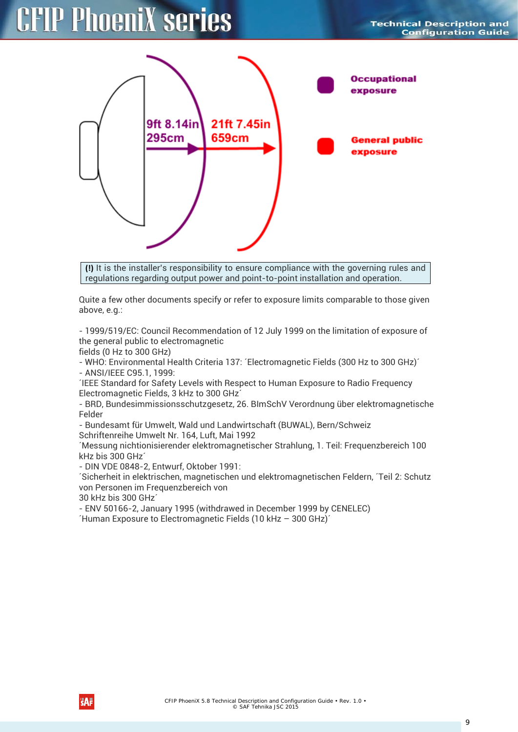9ft 8.14in
295cm

21ft 7.45in
659cm

Occupational exposure

General public exposure

**(!)** It is the installer's responsibility to ensure compliance with the governing rules and regulations regarding output power and point-to-point installation and operation.

Quite a few other documents specify or refer to exposure limits comparable to those given above, e.g.:

- 1999/519/EC: Council Recommendation of 12 July 1999 on the limitation of exposure of the general public to electromagnetic
fields (0 Hz to 300 GHz)
- WHO: Environmental Health Criteria 137: ´Electromagnetic Fields (300 Hz to 300 GHz)´
- ANSI/IEEE C95.1, 1999:
´IEEE Standard for Safety Levels with Respect to Human Exposure to Radio Frequency Electromagnetic Fields, 3 kHz to 300 GHz´
- BRD, Bundesimmissionsschutzgesetz, 26. BImSchV Verordnung über elektromagnetische Felder
- Bundesamt für Umwelt, Wald und Landwirtschaft (BUWAL), Bern/Schweiz
Schriftenreihe Umwelt Nr. 164, Luft, Mai 1992
´Messung nichtionisierender elektromagnetischer Strahlung, 1. Teil: Frequenzbereich 100 kHz bis 300 GHz´
- DIN VDE 0848-2, Entwurf, Oktober 1991:
´Sicherheit in elektrischen, magnetischen und elektromagnetischen Feldern, ´Teil 2: Schutz von Personen im Frequenzbereich von
30 kHz bis 300 GHz´
- ENV 50166-2, January 1995 (withdrawed in December 1999 by CENELEC)
´Human Exposure to Electromagnetic Fields (10 kHz – 300 GHz)´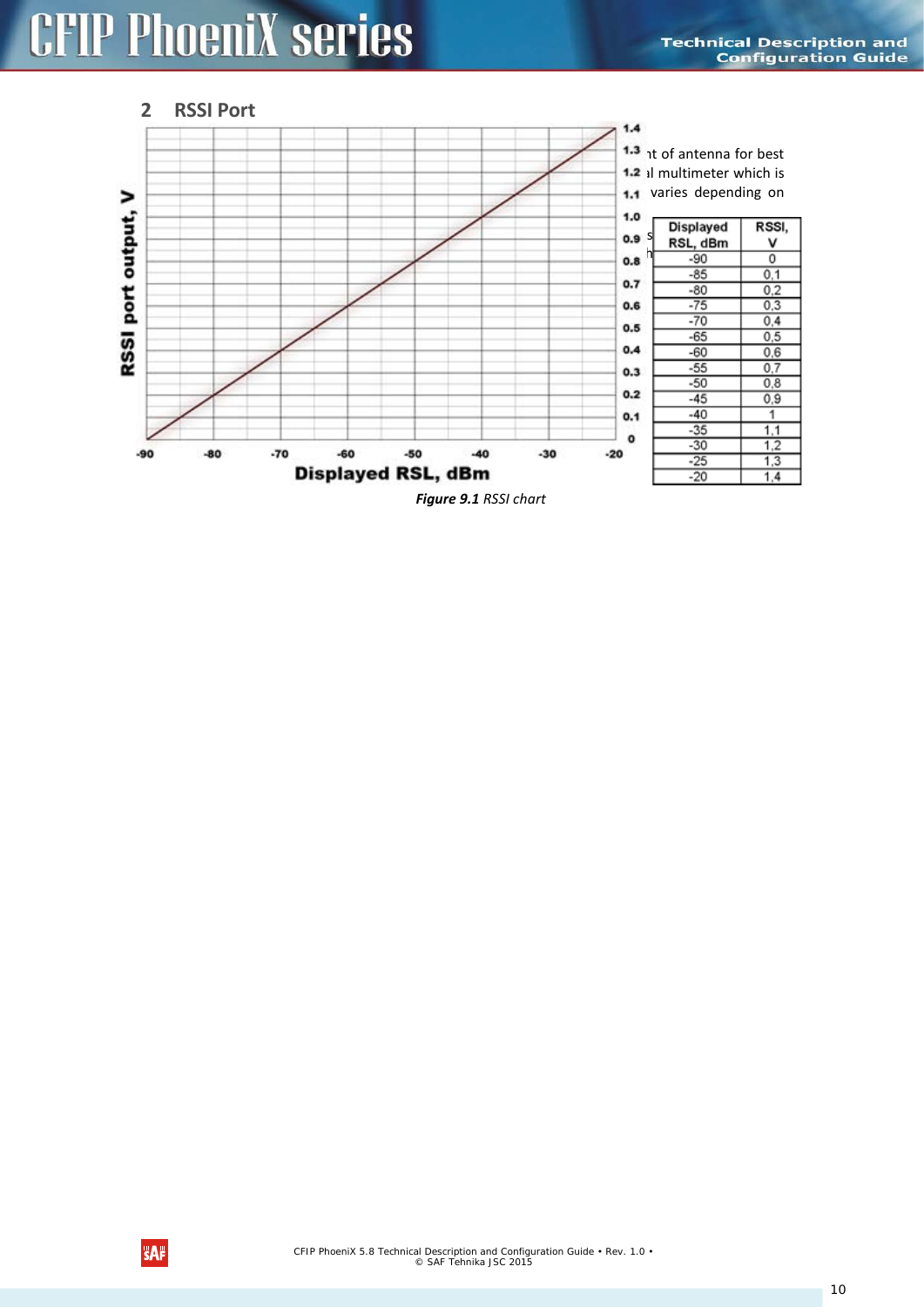## 2 RSSI Port

…nt of antenna for best …al multimeter which is … varies depending on …

| Displayed RSL, dBm | RSSI, V |
|---|---|
| -90 | 0 |
| -85 | 0,1 |
| -80 | 0,2 |
| -75 | 0,3 |
| -70 | 0,4 |
| -65 | 0,5 |
| -60 | 0,6 |
| -55 | 0,7 |
| -50 | 0,8 |
| -45 | 0,9 |
| -40 | 1 |
| -35 | 1,1 |
| -30 | 1,2 |
| -25 | 1,3 |
| -20 | 1,4 |

***Figure 9.1*** *RSSI chart*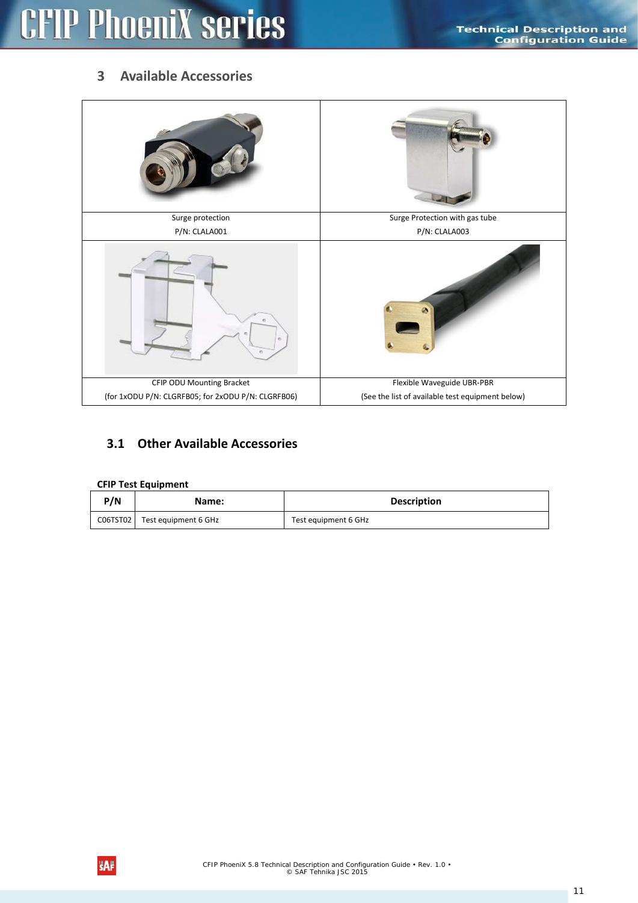# 3 Available Accessories

| Surge protection<br>P/N: CLALA001 | Surge Protection with gas tube<br>P/N: CLALA003 |
|---|---|
| CFIP ODU Mounting Bracket<br>(for 1xODU P/N: CLGRFB05; for 2xODU P/N: CLGRFB06) | Flexible Waveguide UBR-PBR<br>(See the list of available test equipment below) |

## 3.1 Other Available Accessories

**CFIP Test Equipment**

| P/N | Name: | Description |
|---|---|---|
| C06TST02 | Test equipment 6 GHz | Test equipment 6 GHz |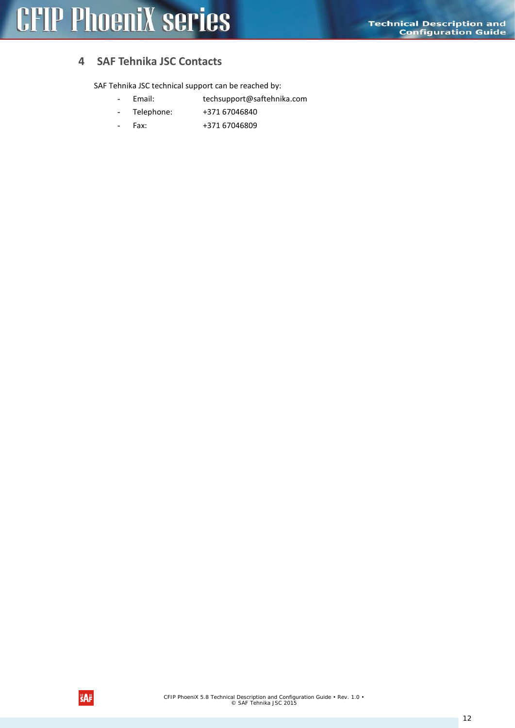# 4 SAF Tehnika JSC Contacts

SAF Tehnika JSC technical support can be reached by:

- Email: techsupport@saftehnika.com
- Telephone: +371 67046840
- Fax: +371 67046809